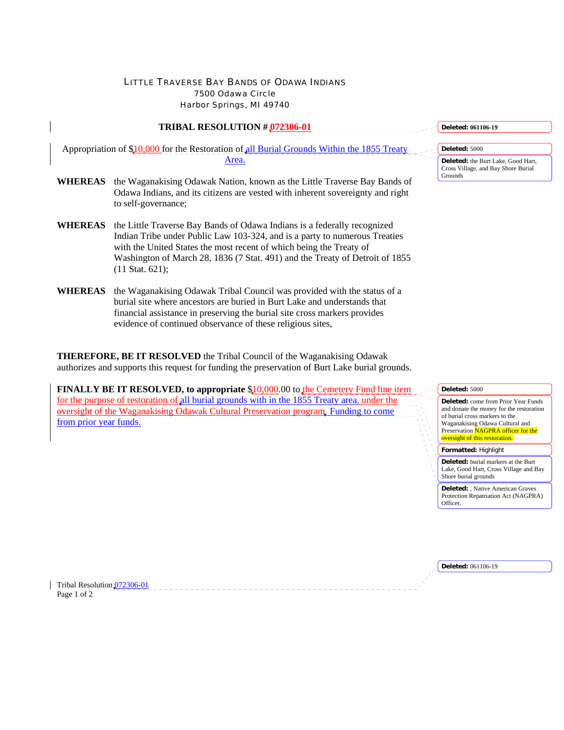LITTLE TRAVERSE BAY BANDS OF ODAWA INDIANS
7500 Odawa Circle
Harbor Springs, MI 49740

**TRIBAL RESOLUTION # 072306-01**

Appropriation of $10,000 for the Restoration of all Burial Grounds Within the 1855 Treaty Area.

**WHEREAS** the Waganakising Odawak Nation, known as the Little Traverse Bay Bands of Odawa Indians, and its citizens are vested with inherent sovereignty and right to self-governance;

**WHEREAS** the Little Traverse Bay Bands of Odawa Indians is a federally recognized Indian Tribe under Public Law 103-324, and is a party to numerous Treaties with the United States the most recent of which being the Treaty of Washington of March 28, 1836 (7 Stat. 491) and the Treaty of Detroit of 1855 (11 Stat. 621);

**WHEREAS** the Waganakising Odawak Tribal Council was provided with the status of a burial site where ancestors are buried in Burt Lake and understands that financial assistance in preserving the burial site cross markers provides evidence of continued observance of these religious sites,

**THEREFORE, BE IT RESOLVED** the Tribal Council of the Waganakising Odawak authorizes and supports this request for funding the preservation of Burt Lake burial grounds.

**FINALLY BE IT RESOLVED, to appropriate** $10,000.00 to the Cemetery Fund line item for the purpose of restoration of all burial grounds with in the 1855 Treaty area, under the oversight of the Waganakising Odawak Cultural Preservation program. Funding to come from prior year funds.

Deleted: 061106-19

Deleted: 5000

Deleted: the Burt Lake, Good Hart, Cross Village, and Bay Shore Burial Grounds

Deleted: 5000

Deleted: come from Prior Year Funds and donate the money for the restoration of burial cross markers to the Waganakising Odawa Cultural and Preservation NAGPRA officer for the oversight of this restoration.

Formatted: Highlight

Deleted: burial markers at the Burt Lake, Good Hart, Cross Village and Bay Shore burial grounds

Deleted: , Native American Graves Protection Repatriation Act (NAGPRA) Officer.

Deleted: 061106-19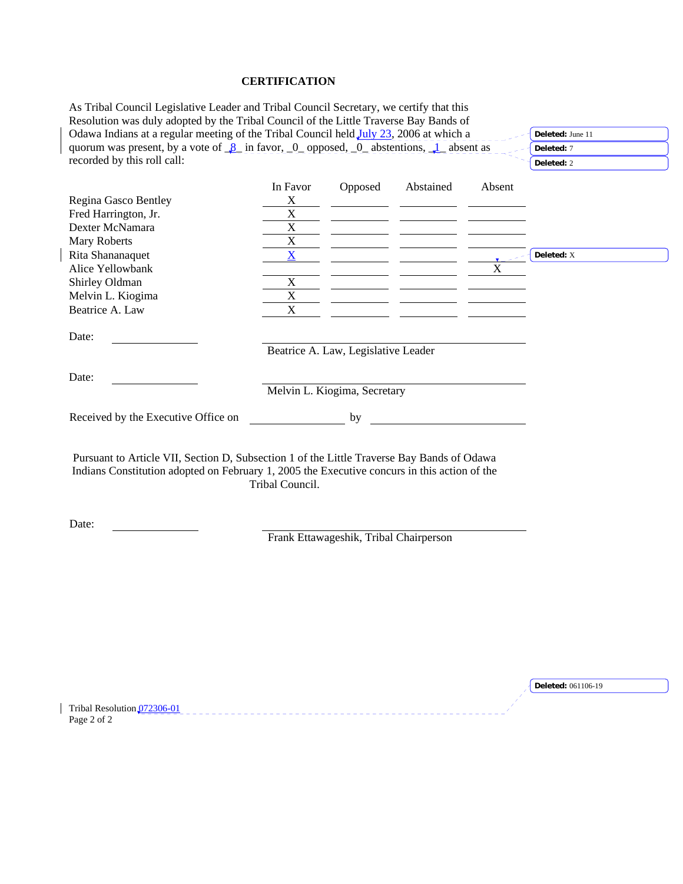**CERTIFICATION**

As Tribal Council Legislative Leader and Tribal Council Secretary, we certify that this Resolution was duly adopted by the Tribal Council of the Little Traverse Bay Bands of Odawa Indians at a regular meeting of the Tribal Council held July 23, 2006 at which a quorum was present, by a vote of _8_ in favor, _0_ opposed, _0_ abstentions, _1_ absent as recorded by this roll call:

Deleted: June 11

Deleted: 7

Deleted: 2

| | In Favor | Opposed | Abstained | Absent |
|---|---|---|---|---|
| Regina Gasco Bentley | X | | | |
| Fred Harrington, Jr. | X | | | |
| Dexter McNamara | X | | | |
| Mary Roberts | X | | | |
| Rita Shananaquet | X | | | |
| Alice Yellowbank | | | | X |
| Shirley Oldman | X | | | |
| Melvin L. Kiogima | X | | | |
| Beatrice A. Law | X | | | |

Deleted: X

Date: ______________

Beatrice A. Law, Legislative Leader

Date: ______________

Melvin L. Kiogima, Secretary

Received by the Executive Office on ______________ by ______________________

Pursuant to Article VII, Section D, Subsection 1 of the Little Traverse Bay Bands of Odawa Indians Constitution adopted on February 1, 2005 the Executive concurs in this action of the Tribal Council.

Date: ______________

Frank Ettawageshik, Tribal Chairperson

Deleted: 061106-19

Tribal Resolution 072306-01